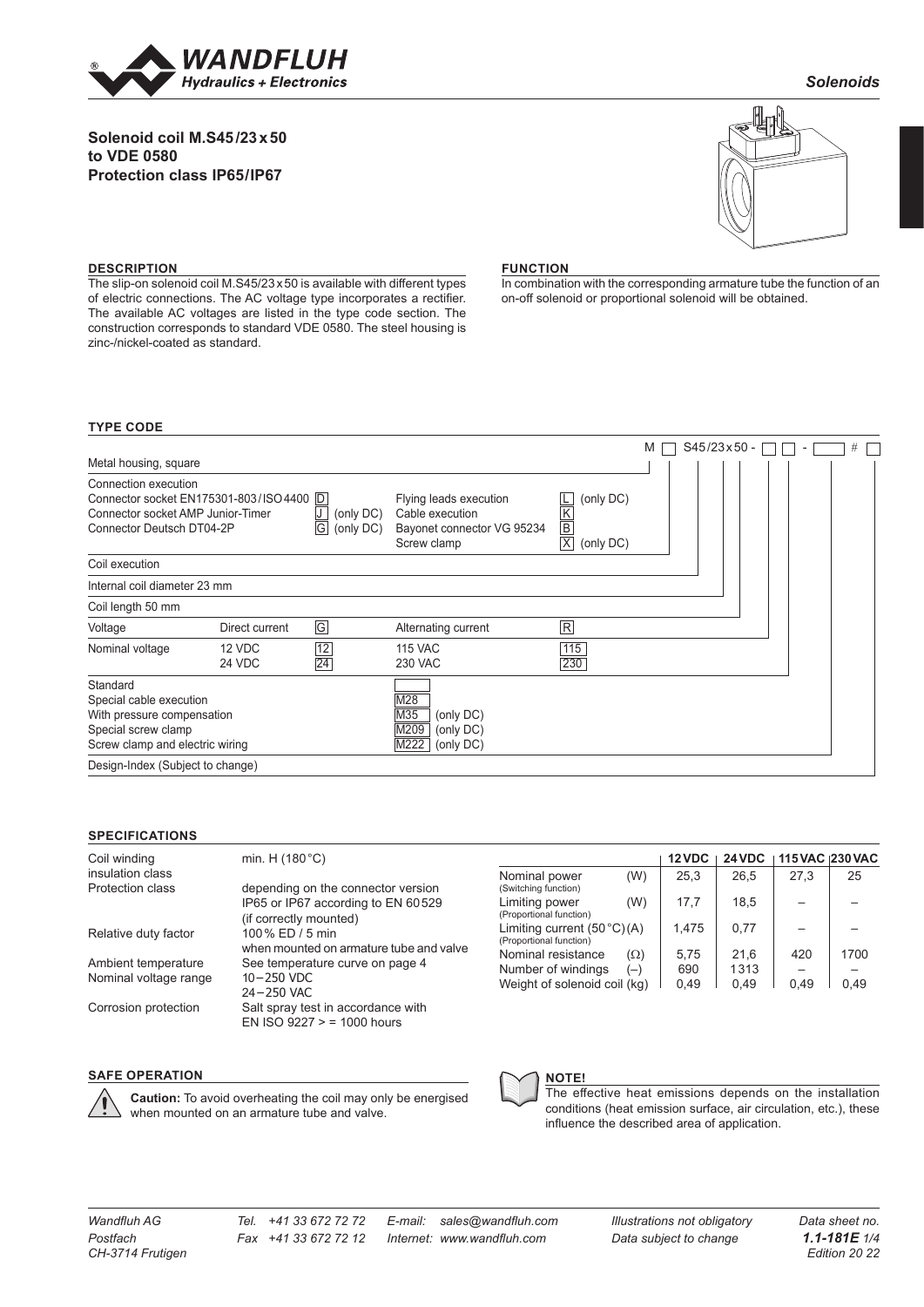Solenoids

# Solenoid coil M.S45/23 x 50 to VDE 0580 Protection class IP65/IP67

## DESCRIPTION

The slip-on solenoid coil M.S45/23 x 50 is available with different types of electric connections. The AC voltage type incorporates a rectifier. The available AC voltages are listed in the type code section. The construction corresponds to standard VDE 0580. The steel housing is zinc-/nickel-coated as standard.

## FUNCTION

In combination with the corresponding armature tube the function of an on-off solenoid or proportional solenoid will be obtained.

## TYPE CODE

M [ ] S45/23x50 - [ ] [ ] - [ ] # [ ]

| | | | | |
|---|---|---|---|---|
| Metal housing, square | | | | |
| Connection execution | | | | |
| Connector socket EN175301-803/ISO4400 | D | | Flying leads execution | L (only DC) |
| Connector socket AMP Junior-Timer | J (only DC) | | Cable execution | K |
| Connector Deutsch DT04-2P | G (only DC) | | Bayonet connector VG 95234 | B |
| | | | Screw clamp | X (only DC) |
| Coil execution | | | | |
| Internal coil diameter 23 mm | | | | |
| Coil length 50 mm | | | | |
| Voltage | Direct current | G | Alternating current | R |
| Nominal voltage | 12 VDC | 12 | 115 VAC | 115 |
| | 24 VDC | 24 | 230 VAC | 230 |
| Standard | | | [ ] | |
| Special cable execution | | | M28 | |
| With pressure compensation | | | M35 (only DC) | |
| Special screw clamp | | | M209 (only DC) | |
| Screw clamp and electric wiring | | | M222 (only DC) | |
| Design-Index (Subject to change) | | | | |

## SPECIFICATIONS

| | |
|---|---|
| Coil winding insulation class | min. H (180 °C) |
| Protection class | depending on the connector version IP65 or IP67 according to EN 60529 (if correctly mounted) |
| Relative duty factor | 100 % ED / 5 min when mounted on armature tube and valve |
| Ambient temperature | See temperature curve on page 4 |
| Nominal voltage range | 10 – 250 VDC<br>24 – 250 VAC |
| Corrosion protection | Salt spray test in accordance with EN ISO 9227 > = 1000 hours |

| | | 12 VDC | 24 VDC | 115 VAC | 230 VAC |
|---|---|---|---|---|---|
| Nominal power (Switching function) | (W) | 25,3 | 26,5 | 27,3 | 25 |
| Limiting power (Proportional function) | (W) | 17,7 | 18,5 | – | – |
| Limiting current (50 °C) (Proportional function) | (A) | 1,475 | 0,77 | – | – |
| Nominal resistance | (Ω) | 5,75 | 21,6 | 420 | 1700 |
| Number of windings | (–) | 690 | 1313 | – | – |
| Weight of solenoid coil | (kg) | 0,49 | 0,49 | 0,49 | 0,49 |

## SAFE OPERATION

**Caution:** To avoid overheating the coil may only be energised when mounted on an armature tube and valve.

## NOTE!

The effective heat emissions depends on the installation conditions (heat emission surface, air circulation, etc.), these influence the described area of application.

Wandfluh AG
Postfach
CH-3714 Frutigen

Tel. +41 33 672 72 72
Fax +41 33 672 72 12

E-mail: sales@wandfluh.com
Internet: www.wandfluh.com

Illustrations not obligatory
Data subject to change

Data sheet no. **1.1-181E**
Edition 20 22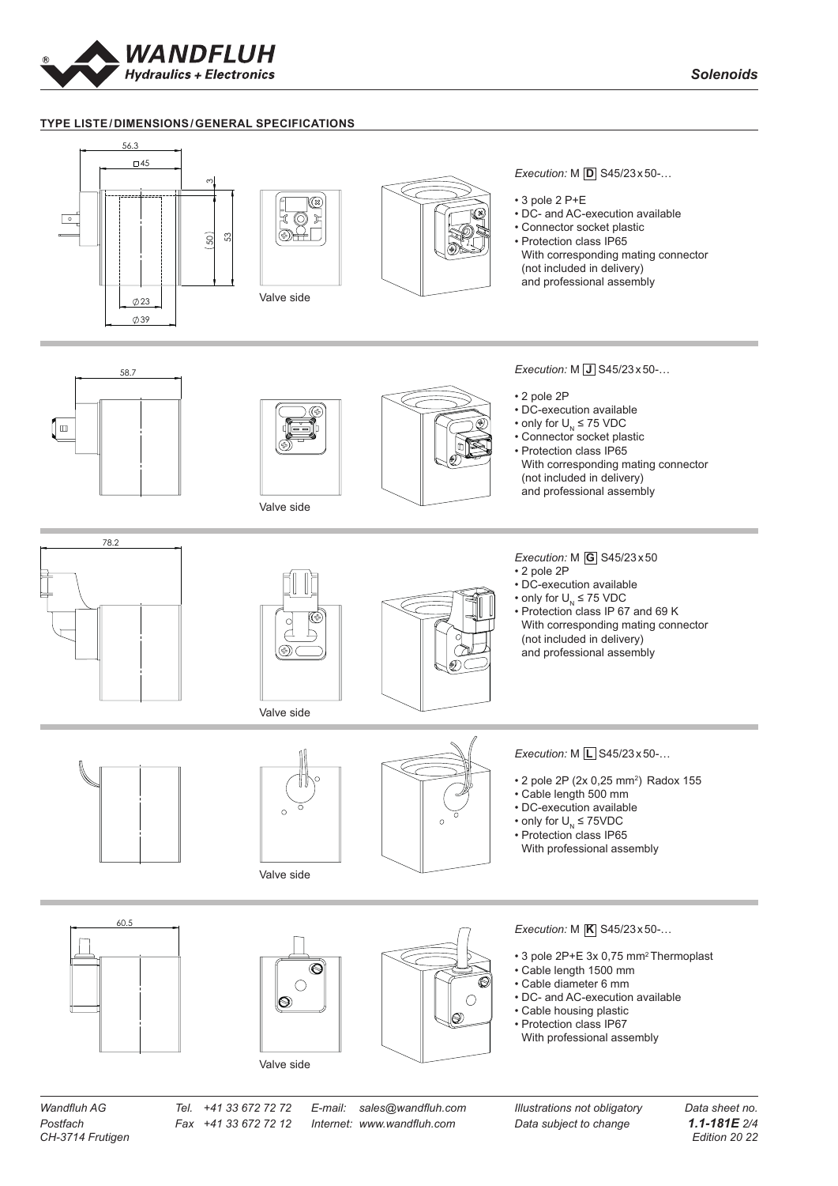## TYPE LISTE / DIMENSIONS / GENERAL SPECIFICATIONS

56.3

□45

3

(50)

53

∅23

∅39

Valve side

*Execution:* M **D** S45/23 x 50-…

- 3 pole 2 P+E
- DC- and AC-execution available
- Connector socket plastic
- Protection class IP65
  With corresponding mating connector (not included in delivery) and professional assembly

58.7

Valve side

*Execution:* M **J** S45/23 x 50-…

- 2 pole 2P
- DC-execution available
- only for $U_N \leq 75$ VDC
- Connector socket plastic
- Protection class IP65
  With corresponding mating connector (not included in delivery) and professional assembly

78.2

Valve side

*Execution:* M **G** S45/23 x 50

- 2 pole 2P
- DC-execution available
- only for $U_N \leq 75$ VDC
- Protection class IP 67 and 69 K
  With corresponding mating connector (not included in delivery) and professional assembly

Valve side

*Execution:* M **L** S45/23 x 50-…

- 2 pole 2P (2x 0,25 mm²) Radox 155
- Cable length 500 mm
- DC-execution available
- only for $U_N \leq 75$VDC
- Protection class IP65
  With professional assembly

60.5

Valve side

*Execution:* M **K** S45/23 x 50-…

- 3 pole 2P+E 3x 0,75 mm² Thermoplast
- Cable length 1500 mm
- Cable diameter 6 mm
- DC- and AC-execution available
- Cable housing plastic
- Protection class IP67
  With professional assembly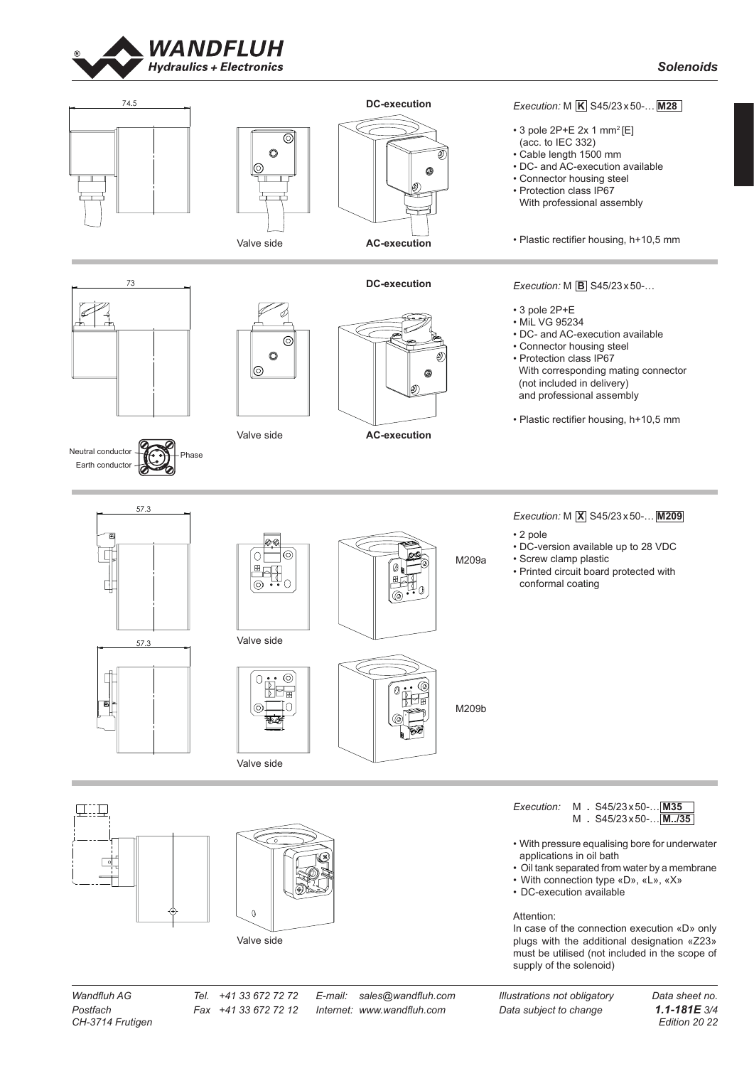DC-execution

AC-execution

Valve side

*Execution:* M **K** S45/23 x 50-… **M28**

- 3 pole 2P+E 2x 1 mm$^2$ [E] (acc. to IEC 332)
- Cable length 1500 mm
- DC- and AC-execution available
- Connector housing steel
- Protection class IP67 With professional assembly
- Plastic rectifier housing, h+10,5 mm

DC-execution

AC-execution

Valve side

Neutral conductor

Earth conductor

Phase

*Execution:* M **B** S45/23 x 50-…

- 3 pole 2P+E
- MiL VG 95234
- DC- and AC-execution available
- Connector housing steel
- Protection class IP67 With corresponding mating connector (not included in delivery) and professional assembly
- Plastic rectifier housing, h+10,5 mm

M209a

Valve side

M209b

Valve side

*Execution:* M **X** S45/23 x 50-… **M209**

- 2 pole
- DC-version available up to 28 VDC
- Screw clamp plastic
- Printed circuit board protected with conformal coating

Valve side

*Execution:* M **.** S45/23 x 50-… **M35**
M **.** S45/23 x 50-… **M../35**

- With pressure equalising bore for underwater applications in oil bath
- Oil tank separated from water by a membrane
- With connection type «D», «L», «X»
- DC-execution available

Attention:
In case of the connection execution «D» only plugs with the additional designation «Z23» must be utilised (not included in the scope of supply of the solenoid)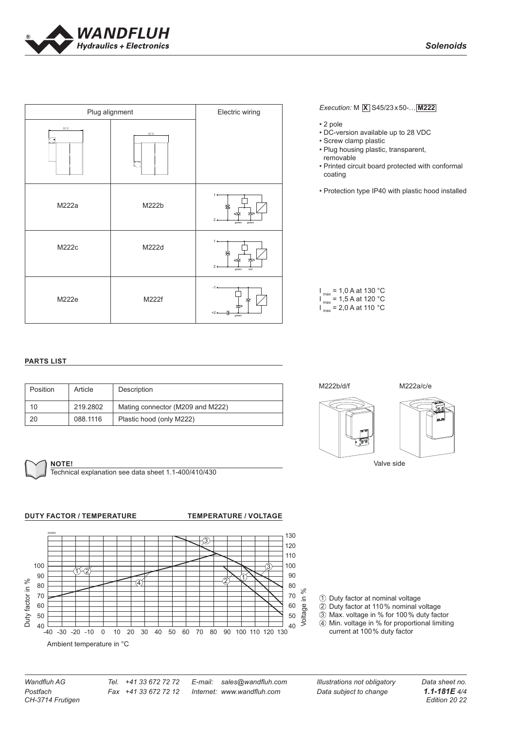| Plug alignment | | Electric wiring |
|---|---|---|
| 57.2 | 57.2 | |
| M222a | M222b | 1, 2, green, green |
| M222c | M222d | 1, 2, green, red |
| M222e | M222f | -1, +2, green |

*Execution:* M **X** S45/23 x 50-… **M222**

- 2 pole
- DC-version available up to 28 VDC
- Screw clamp plastic
- Plug housing plastic, transparent, removable
- Printed circuit board protected with conformal coating
- Protection type IP40 with plastic hood installed

$I_{max}$ = 1,0 A at 130 °C
$I_{max}$ = 1,5 A at 120 °C
$I_{max}$ = 2,0 A at 110 °C

## PARTS LIST

| Position | Article | Description |
|---|---|---|
| 10 | 219.2802 | Mating connector (M209 and M222) |
| 20 | 088.1116 | Plastic hood (only M222) |

M222b/d/f

M222a/c/e

Valve side

**NOTE!**
Technical explanation see data sheet 1.1-400/410/430

## DUTY FACTOR / TEMPERATURE

## TEMPERATURE / VOLTAGE

K4250

Duty factor in %

100
90
80
70
60
50
40

Voltage in %

130
120
110
100
90
80
70
60
50
40

-40 -30 -20 -10 0 10 20 30 40 50 60 70 80 90 100 110 120 130

Ambient temperature in °C

① Duty factor at nominal voltage
② Duty factor at 110% nominal voltage
③ Max. voltage in % for 100% duty factor
④ Min. voltage in % for proportional limiting current at 100% duty factor

*Wandfluh AG*
*Postfach*
*CH-3714 Frutigen*

*Tel. +41 33 672 72 72*
*Fax +41 33 672 72 12*

*E-mail: sales@wandfluh.com*
*Internet: www.wandfluh.com*

*Illustrations not obligatory*
*Data subject to change*

*Data sheet no.*
***1.1-181E***
*Edition 20 22*